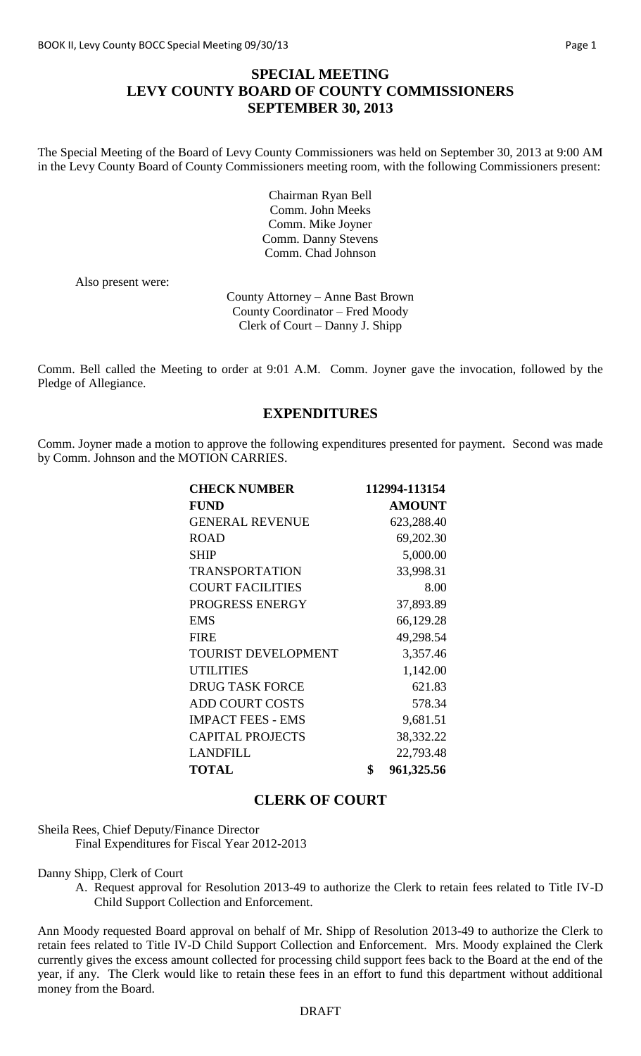# SPECIAL MEETING
# LEVY COUNTY BOARD OF COUNTY COMMISSIONERS
# SEPTEMBER 30, 2013

The Special Meeting of the Board of Levy County Commissioners was held on September 30, 2013 at 9:00 AM in the Levy County Board of County Commissioners meeting room, with the following Commissioners present:

Chairman Ryan Bell
Comm. John Meeks
Comm. Mike Joyner
Comm. Danny Stevens
Comm. Chad Johnson

Also present were:

County Attorney – Anne Bast Brown
County Coordinator – Fred Moody
Clerk of Court – Danny J. Shipp

Comm. Bell called the Meeting to order at 9:01 A.M. Comm. Joyner gave the invocation, followed by the Pledge of Allegiance.

## EXPENDITURES

Comm. Joyner made a motion to approve the following expenditures presented for payment. Second was made by Comm. Johnson and the MOTION CARRIES.

| CHECK NUMBER | 112994-113154 |
|---|---|
| FUND | AMOUNT |
| GENERAL REVENUE | 623,288.40 |
| ROAD | 69,202.30 |
| SHIP | 5,000.00 |
| TRANSPORTATION | 33,998.31 |
| COURT FACILITIES | 8.00 |
| PROGRESS ENERGY | 37,893.89 |
| EMS | 66,129.28 |
| FIRE | 49,298.54 |
| TOURIST DEVELOPMENT | 3,357.46 |
| UTILITIES | 1,142.00 |
| DRUG TASK FORCE | 621.83 |
| ADD COURT COSTS | 578.34 |
| IMPACT FEES - EMS | 9,681.51 |
| CAPITAL PROJECTS | 38,332.22 |
| LANDFILL | 22,793.48 |
| TOTAL | $ 961,325.56 |

## CLERK OF COURT

Sheila Rees, Chief Deputy/Finance Director
Final Expenditures for Fiscal Year 2012-2013

Danny Shipp, Clerk of Court

A. Request approval for Resolution 2013-49 to authorize the Clerk to retain fees related to Title IV-D Child Support Collection and Enforcement.

Ann Moody requested Board approval on behalf of Mr. Shipp of Resolution 2013-49 to authorize the Clerk to retain fees related to Title IV-D Child Support Collection and Enforcement. Mrs. Moody explained the Clerk currently gives the excess amount collected for processing child support fees back to the Board at the end of the year, if any. The Clerk would like to retain these fees in an effort to fund this department without additional money from the Board.

DRAFT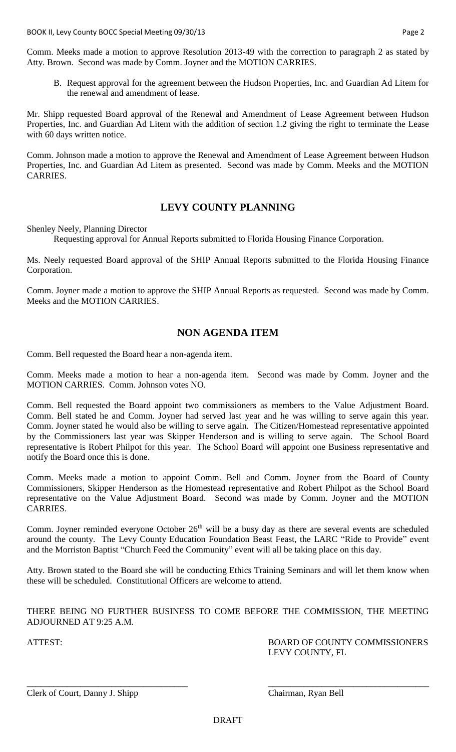Comm. Meeks made a motion to approve Resolution 2013-49 with the correction to paragraph 2 as stated by Atty. Brown. Second was made by Comm. Joyner and the MOTION CARRIES.

B. Request approval for the agreement between the Hudson Properties, Inc. and Guardian Ad Litem for the renewal and amendment of lease.

Mr. Shipp requested Board approval of the Renewal and Amendment of Lease Agreement between Hudson Properties, Inc. and Guardian Ad Litem with the addition of section 1.2 giving the right to terminate the Lease with 60 days written notice.

Comm. Johnson made a motion to approve the Renewal and Amendment of Lease Agreement between Hudson Properties, Inc. and Guardian Ad Litem as presented. Second was made by Comm. Meeks and the MOTION CARRIES.

## LEVY COUNTY PLANNING

Shenley Neely, Planning Director

Requesting approval for Annual Reports submitted to Florida Housing Finance Corporation.

Ms. Neely requested Board approval of the SHIP Annual Reports submitted to the Florida Housing Finance Corporation.

Comm. Joyner made a motion to approve the SHIP Annual Reports as requested. Second was made by Comm. Meeks and the MOTION CARRIES.

## NON AGENDA ITEM

Comm. Bell requested the Board hear a non-agenda item.

Comm. Meeks made a motion to hear a non-agenda item. Second was made by Comm. Joyner and the MOTION CARRIES. Comm. Johnson votes NO.

Comm. Bell requested the Board appoint two commissioners as members to the Value Adjustment Board. Comm. Bell stated he and Comm. Joyner had served last year and he was willing to serve again this year. Comm. Joyner stated he would also be willing to serve again. The Citizen/Homestead representative appointed by the Commissioners last year was Skipper Henderson and is willing to serve again. The School Board representative is Robert Philpot for this year. The School Board will appoint one Business representative and notify the Board once this is done.

Comm. Meeks made a motion to appoint Comm. Bell and Comm. Joyner from the Board of County Commissioners, Skipper Henderson as the Homestead representative and Robert Philpot as the School Board representative on the Value Adjustment Board. Second was made by Comm. Joyner and the MOTION CARRIES.

Comm. Joyner reminded everyone October 26th will be a busy day as there are several events are scheduled around the county. The Levy County Education Foundation Beast Feast, the LARC "Ride to Provide" event and the Morriston Baptist "Church Feed the Community" event will all be taking place on this day.

Atty. Brown stated to the Board she will be conducting Ethics Training Seminars and will let them know when these will be scheduled. Constitutional Officers are welcome to attend.

THERE BEING NO FURTHER BUSINESS TO COME BEFORE THE COMMISSION, THE MEETING ADJOURNED AT 9:25 A.M.

ATTEST: BOARD OF COUNTY COMMISSIONERS LEVY COUNTY, FL

\_\_\_\_\_\_\_\_\_\_\_\_\_\_\_\_\_\_\_\_\_\_\_\_\_\_\_\_\_\_\_\_\_\_\_\_
Clerk of Court, Danny J. Shipp

\_\_\_\_\_\_\_\_\_\_\_\_\_\_\_\_\_\_\_\_\_\_\_\_\_\_\_\_\_\_\_\_\_\_\_\_
Chairman, Ryan Bell

DRAFT